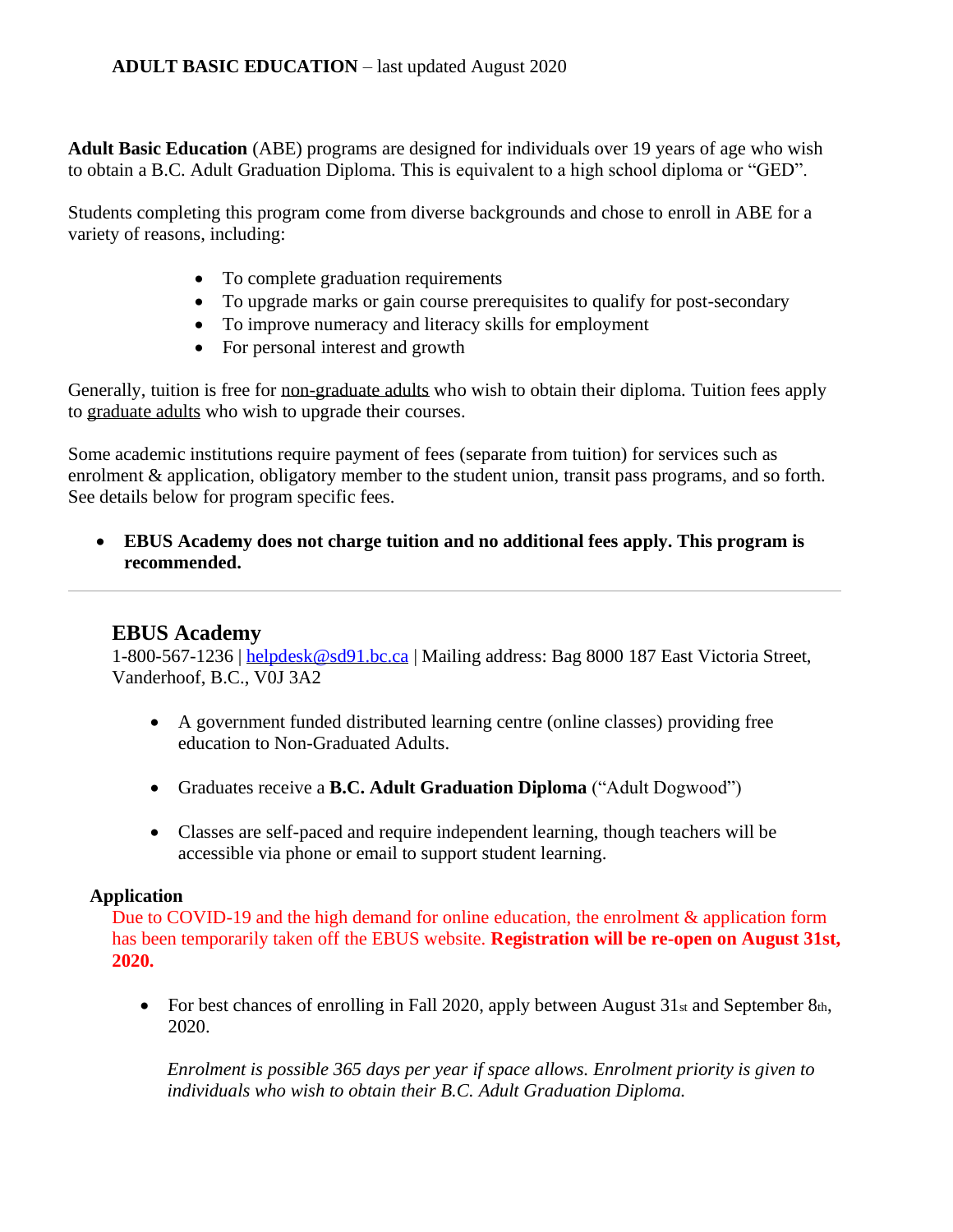**ADULT BASIC EDUCATION** – last updated August 2020

**Adult Basic Education** (ABE) programs are designed for individuals over 19 years of age who wish to obtain a B.C. Adult Graduation Diploma. This is equivalent to a high school diploma or "GED".

Students completing this program come from diverse backgrounds and chose to enroll in ABE for a variety of reasons, including:

- To complete graduation requirements
- To upgrade marks or gain course prerequisites to qualify for post-secondary
- To improve numeracy and literacy skills for employment
- For personal interest and growth

Generally, tuition is free for non-graduate adults who wish to obtain their diploma. Tuition fees apply to graduate adults who wish to upgrade their courses.

Some academic institutions require payment of fees (separate from tuition) for services such as enrolment & application, obligatory member to the student union, transit pass programs, and so forth. See details below for program specific fees.

- **EBUS Academy does not charge tuition and no additional fees apply. This program is recommended.**

---

## EBUS Academy

1-800-567-1236 | helpdesk@sd91.bc.ca | Mailing address: Bag 8000 187 East Victoria Street, Vanderhoof, B.C., V0J 3A2

- A government funded distributed learning centre (online classes) providing free education to Non-Graduated Adults.
- Graduates receive a **B.C. Adult Graduation Diploma** ("Adult Dogwood")
- Classes are self-paced and require independent learning, though teachers will be accessible via phone or email to support student learning.

### Application

Due to COVID-19 and the high demand for online education, the enrolment & application form has been temporarily taken off the EBUS website. **Registration will be re-open on August 31st, 2020.**

- For best chances of enrolling in Fall 2020, apply between August 31st and September 8th, 2020.

*Enrolment is possible 365 days per year if space allows. Enrolment priority is given to individuals who wish to obtain their B.C. Adult Graduation Diploma.*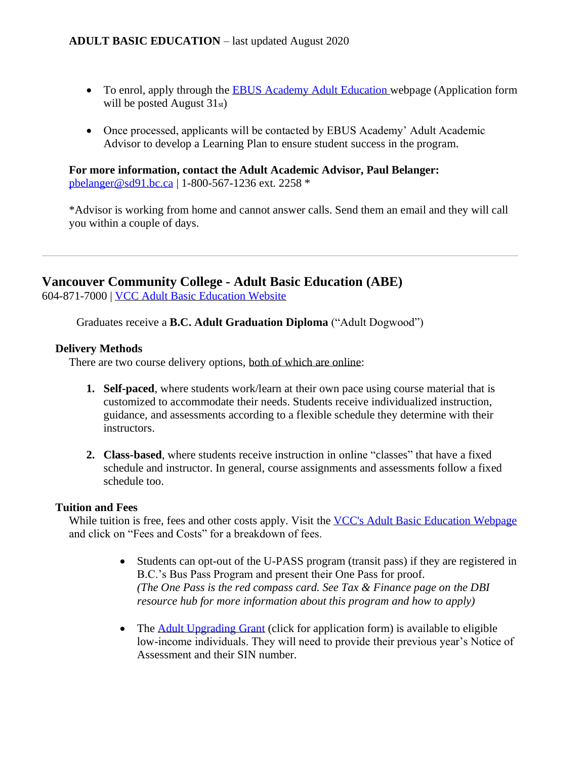- To enrol, apply through the [EBUS Academy Adult Education](#) webpage (Application form will be posted August 31st)

- Once processed, applicants will be contacted by EBUS Academy' Adult Academic Advisor to develop a Learning Plan to ensure student success in the program.

**For more information, contact the Adult Academic Advisor, Paul Belanger:**
pbelanger@sd91.bc.ca | 1-800-567-1236 ext. 2258 *

*Advisor is working from home and cannot answer calls. Send them an email and they will call you within a couple of days.

---

## Vancouver Community College - Adult Basic Education (ABE)

604-871-7000 | [VCC Adult Basic Education Website](#)

Graduates receive a **B.C. Adult Graduation Diploma** ("Adult Dogwood")

### Delivery Methods

There are two course delivery options, both of which are online:

1. **Self-paced**, where students work/learn at their own pace using course material that is customized to accommodate their needs. Students receive individualized instruction, guidance, and assessments according to a flexible schedule they determine with their instructors.

2. **Class-based**, where students receive instruction in online "classes" that have a fixed schedule and instructor. In general, course assignments and assessments follow a fixed schedule too.

### Tuition and Fees

While tuition is free, fees and other costs apply. Visit the [VCC's Adult Basic Education Webpage](#) and click on "Fees and Costs" for a breakdown of fees.

- Students can opt-out of the U-PASS program (transit pass) if they are registered in B.C.'s Bus Pass Program and present their One Pass for proof. *(The One Pass is the red compass card. See Tax & Finance page on the DBI resource hub for more information about this program and how to apply)*

- The [Adult Upgrading Grant](#) (click for application form) is available to eligible low-income individuals. They will need to provide their previous year's Notice of Assessment and their SIN number.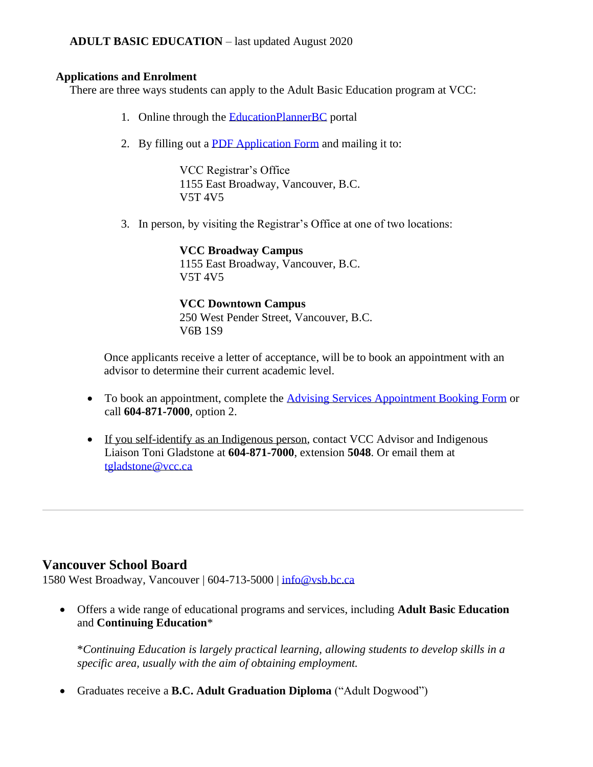**ADULT BASIC EDUCATION** – last updated August 2020

**Applications and Enrolment**

There are three ways students can apply to the Adult Basic Education program at VCC:

1. Online through the EducationPlannerBC portal

2. By filling out a PDF Application Form and mailing it to:

   VCC Registrar's Office
   1155 East Broadway, Vancouver, B.C.
   V5T 4V5

3. In person, by visiting the Registrar's Office at one of two locations:

   **VCC Broadway Campus**
   1155 East Broadway, Vancouver, B.C.
   V5T 4V5

   **VCC Downtown Campus**
   250 West Pender Street, Vancouver, B.C.
   V6B 1S9

Once applicants receive a letter of acceptance, will be to book an appointment with an advisor to determine their current academic level.

- To book an appointment, complete the Advising Services Appointment Booking Form or call **604-871-7000**, option 2.

- If you self-identify as an Indigenous person, contact VCC Advisor and Indigenous Liaison Toni Gladstone at **604-871-7000**, extension **5048**. Or email them at tgladstone@vcc.ca

---

## Vancouver School Board

1580 West Broadway, Vancouver | 604-713-5000 | info@vsb.bc.ca

- Offers a wide range of educational programs and services, including **Adult Basic Education** and **Continuing Education***

  **Continuing Education is largely practical learning, allowing students to develop skills in a specific area, usually with the aim of obtaining employment.*

- Graduates receive a **B.C. Adult Graduation Diploma** ("Adult Dogwood")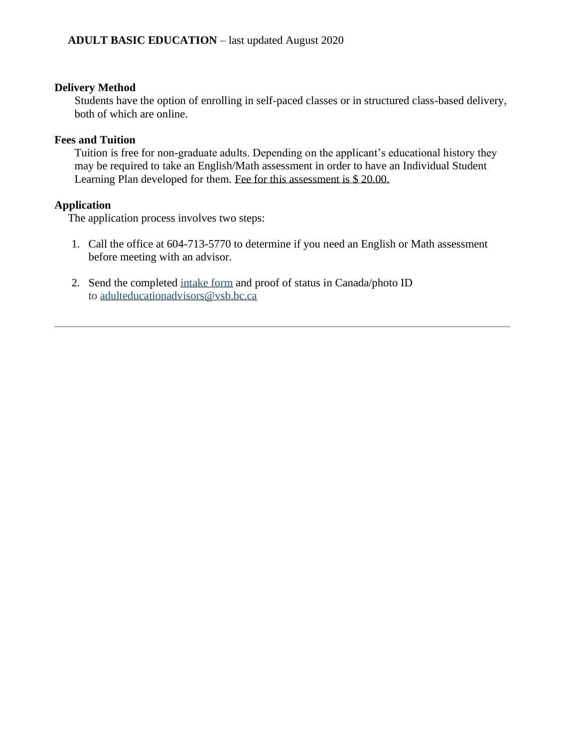**ADULT BASIC EDUCATION** – last updated August 2020

**Delivery Method**

Students have the option of enrolling in self-paced classes or in structured class-based delivery, both of which are online.

**Fees and Tuition**

Tuition is free for non-graduate adults. Depending on the applicant's educational history they may be required to take an English/Math assessment in order to have an Individual Student Learning Plan developed for them. Fee for this assessment is $ 20.00.

**Application**

The application process involves two steps:

1. Call the office at 604-713-5770 to determine if you need an English or Math assessment before meeting with an advisor.

2. Send the completed intake form and proof of status in Canada/photo ID to adulteducationadvisors@vsb.bc.ca

---